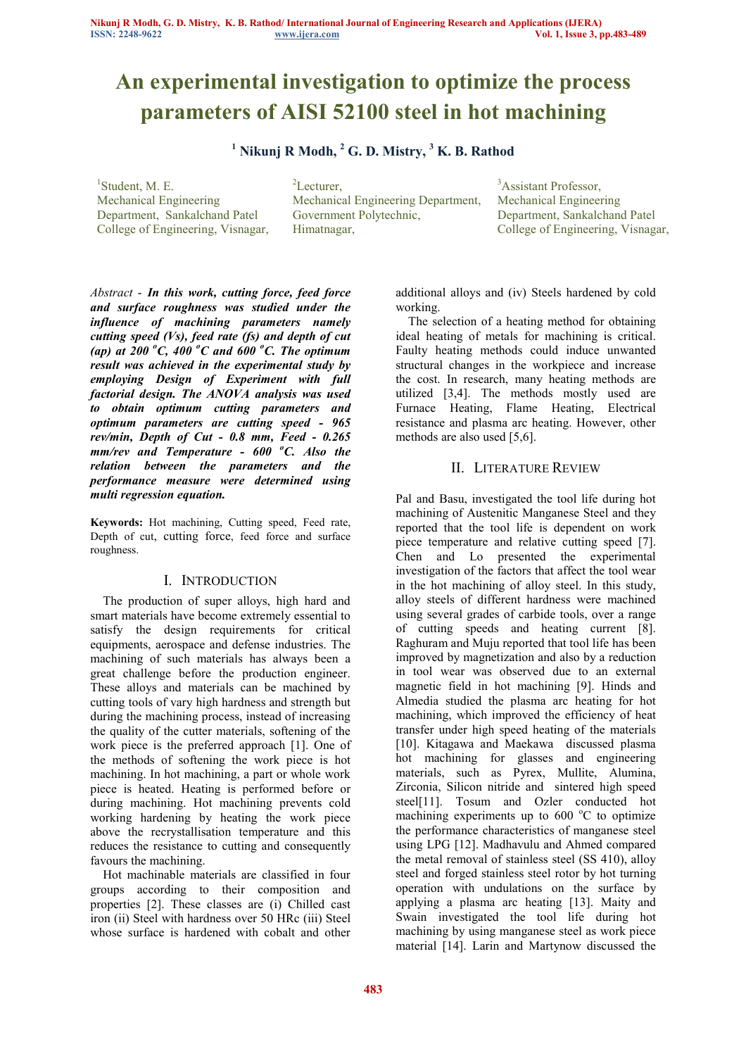# An experimental investigation to optimize the process parameters of AISI 52100 steel in hot machining

**[1] Nikunj R Modh, [2] G. D. Mistry, [3] K. B. Rathod**

[1]Student, M. E. Mechanical Engineering Department, Sankalchand Patel College of Engineering, Visnagar,

[2]Lecturer, Mechanical Engineering Department, Government Polytechnic, Himatnagar,

[3]Assistant Professor, Mechanical Engineering Department, Sankalchand Patel College of Engineering, Visnagar,

*Abstract* - ***In this work, cutting force, feed force and surface roughness was studied under the influence of machining parameters namely cutting speed (Vs), feed rate (fs) and depth of cut (ap) at 200 °C, 400 °C and 600 °C. The optimum result was achieved in the experimental study by employing Design of Experiment with full factorial design. The ANOVA analysis was used to obtain optimum cutting parameters and optimum parameters are cutting speed - 965 rev/min, Depth of Cut - 0.8 mm, Feed - 0.265 mm/rev and Temperature - 600 °C. Also the relation between the parameters and the performance measure were determined using multi regression equation.***

**Keywords:** Hot machining, Cutting speed, Feed rate, Depth of cut, cutting force, feed force and surface roughness.

## I. Introduction

The production of super alloys, high hard and smart materials have become extremely essential to satisfy the design requirements for critical equipments, aerospace and defense industries. The machining of such materials has always been a great challenge before the production engineer. These alloys and materials can be machined by cutting tools of vary high hardness and strength but during the machining process, instead of increasing the quality of the cutter materials, softening of the work piece is the preferred approach [1]. One of the methods of softening the work piece is hot machining. In hot machining, a part or whole work piece is heated. Heating is performed before or during machining. Hot machining prevents cold working hardening by heating the work piece above the recrystallisation temperature and this reduces the resistance to cutting and consequently favours the machining.

Hot machinable materials are classified in four groups according to their composition and properties [2]. These classes are (i) Chilled cast iron (ii) Steel with hardness over 50 HRc (iii) Steel whose surface is hardened with cobalt and other additional alloys and (iv) Steels hardened by cold working.

The selection of a heating method for obtaining ideal heating of metals for machining is critical. Faulty heating methods could induce unwanted structural changes in the workpiece and increase the cost. In research, many heating methods are utilized [3,4]. The methods mostly used are Furnace Heating, Flame Heating, Electrical resistance and plasma arc heating. However, other methods are also used [5,6].

## II. Literature Review

Pal and Basu, investigated the tool life during hot machining of Austenitic Manganese Steel and they reported that the tool life is dependent on work piece temperature and relative cutting speed [7]. Chen and Lo presented the experimental investigation of the factors that affect the tool wear in the hot machining of alloy steel. In this study, alloy steels of different hardness were machined using several grades of carbide tools, over a range of cutting speeds and heating current [8]. Raghuram and Muju reported that tool life has been improved by magnetization and also by a reduction in tool wear was observed due to an external magnetic field in hot machining [9]. Hinds and Almedia studied the plasma arc heating for hot machining, which improved the efficiency of heat transfer under high speed heating of the materials [10]. Kitagawa and Maekawa discussed plasma hot machining for glasses and engineering materials, such as Pyrex, Mullite, Alumina, Zirconia, Silicon nitride and sintered high speed steel[11]. Tosum and Ozler conducted hot machining experiments up to 600 °C to optimize the performance characteristics of manganese steel using LPG [12]. Madhavulu and Ahmed compared the metal removal of stainless steel (SS 410), alloy steel and forged stainless steel rotor by hot turning operation with undulations on the surface by applying a plasma arc heating [13]. Maity and Swain investigated the tool life during hot machining by using manganese steel as work piece material [14]. Larin and Martynow discussed the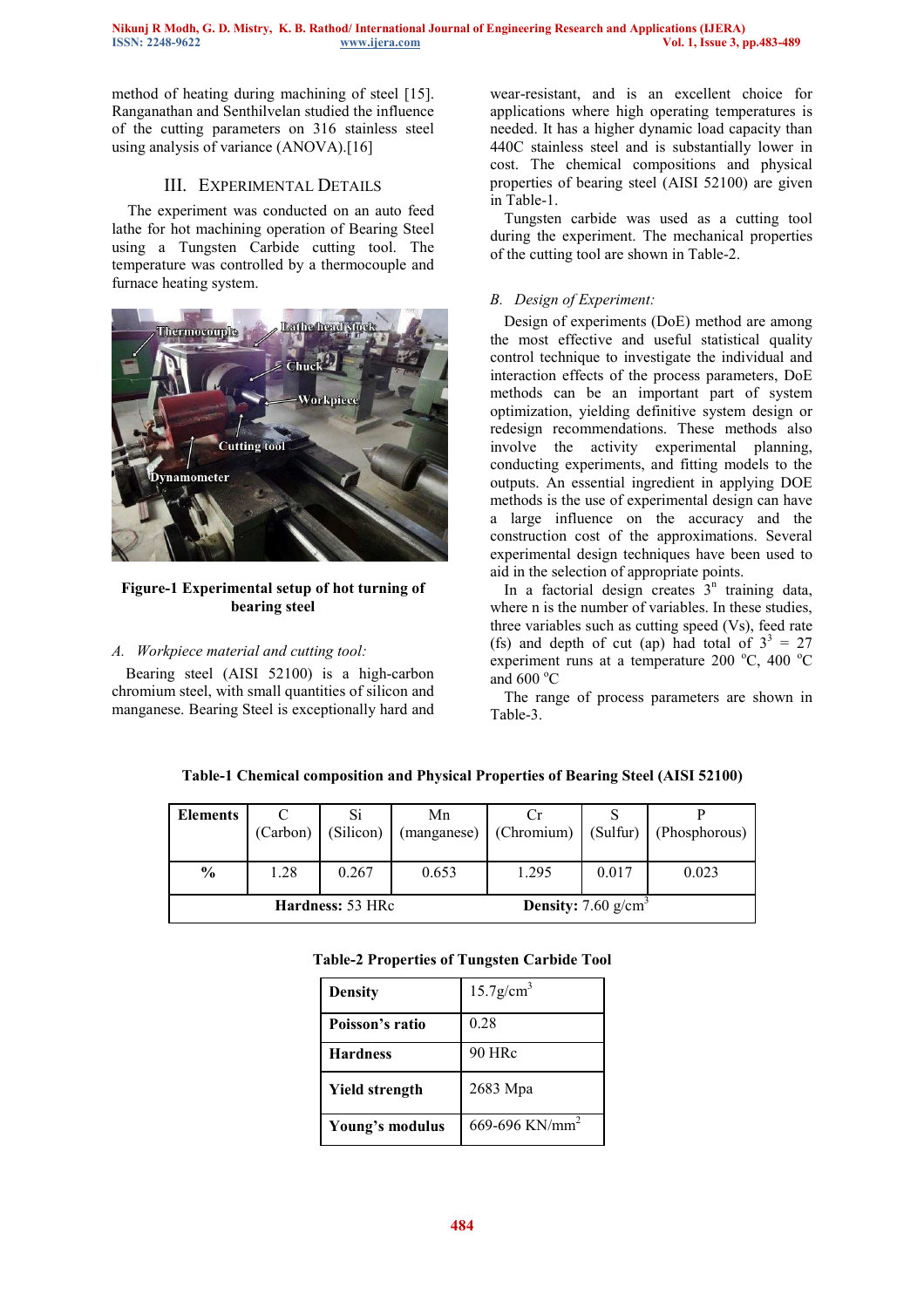method of heating during machining of steel [15]. Ranganathan and Senthilvelan studied the influence of the cutting parameters on 316 stainless steel using analysis of variance (ANOVA).[16]

## III. EXPERIMENTAL DETAILS

The experiment was conducted on an auto feed lathe for hot machining operation of Bearing Steel using a Tungsten Carbide cutting tool. The temperature was controlled by a thermocouple and furnace heating system.

**Figure-1 Experimental setup of hot turning of bearing steel**

### *A. Workpiece material and cutting tool:*

Bearing steel (AISI 52100) is a high-carbon chromium steel, with small quantities of silicon and manganese. Bearing Steel is exceptionally hard and wear-resistant, and is an excellent choice for applications where high operating temperatures is needed. It has a higher dynamic load capacity than 440C stainless steel and is substantially lower in cost. The chemical compositions and physical properties of bearing steel (AISI 52100) are given in Table-1.

Tungsten carbide was used as a cutting tool during the experiment. The mechanical properties of the cutting tool are shown in Table-2.

### *B. Design of Experiment:*

Design of experiments (DoE) method are among the most effective and useful statistical quality control technique to investigate the individual and interaction effects of the process parameters, DoE methods can be an important part of system optimization, yielding definitive system design or redesign recommendations. These methods also involve the activity experimental planning, conducting experiments, and fitting models to the outputs. An essential ingredient in applying DOE methods is the use of experimental design can have a large influence on the accuracy and the construction cost of the approximations. Several experimental design techniques have been used to aid in the selection of appropriate points.

In a factorial design creates $3^n$ training data, where n is the number of variables. In these studies, three variables such as cutting speed (Vs), feed rate (fs) and depth of cut (ap) had total of $3^3 = 27$ experiment runs at a temperature 200 °C, 400 °C and 600 °C

The range of process parameters are shown in Table-3.

**Table-1 Chemical composition and Physical Properties of Bearing Steel (AISI 52100)**

| Elements | C (Carbon) | Si (Silicon) | Mn (manganese) | Cr (Chromium) | S (Sulfur) | P (Phosphorous) |
|---|---|---|---|---|---|---|
| % | 1.28 | 0.267 | 0.653 | 1.295 | 0.017 | 0.023 |
| **Hardness:** 53 HRc | | | | **Density:** 7.60 g/cm³ | | |

**Table-2 Properties of Tungsten Carbide Tool**

| | |
|---|---|
| **Density** | 15.7g/cm³ |
| **Poisson's ratio** | 0.28 |
| **Hardness** | 90 HRc |
| **Yield strength** | 2683 Mpa |
| **Young's modulus** | 669-696 KN/mm² |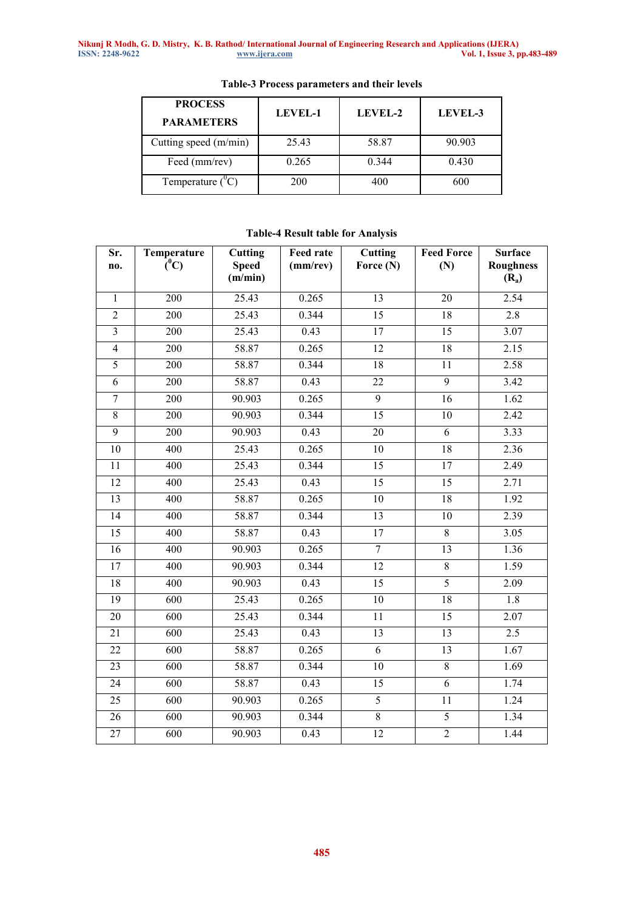**Table-3 Process parameters and their levels**

| PROCESS PARAMETERS | LEVEL-1 | LEVEL-2 | LEVEL-3 |
|---|---|---|---|
| Cutting speed (m/min) | 25.43 | 58.87 | 90.903 |
| Feed (mm/rev) | 0.265 | 0.344 | 0.430 |
| Temperature ($^{0}$C) | 200 | 400 | 600 |

**Table-4 Result table for Analysis**

| Sr. no. | Temperature ($^{0}$C) | Cutting Speed (m/min) | Feed rate (mm/rev) | Cutting Force (N) | Feed Force (N) | Surface Roughness ($R_a$) |
|---|---|---|---|---|---|---|
| 1 | 200 | 25.43 | 0.265 | 13 | 20 | 2.54 |
| 2 | 200 | 25.43 | 0.344 | 15 | 18 | 2.8 |
| 3 | 200 | 25.43 | 0.43 | 17 | 15 | 3.07 |
| 4 | 200 | 58.87 | 0.265 | 12 | 18 | 2.15 |
| 5 | 200 | 58.87 | 0.344 | 18 | 11 | 2.58 |
| 6 | 200 | 58.87 | 0.43 | 22 | 9 | 3.42 |
| 7 | 200 | 90.903 | 0.265 | 9 | 16 | 1.62 |
| 8 | 200 | 90.903 | 0.344 | 15 | 10 | 2.42 |
| 9 | 200 | 90.903 | 0.43 | 20 | 6 | 3.33 |
| 10 | 400 | 25.43 | 0.265 | 10 | 18 | 2.36 |
| 11 | 400 | 25.43 | 0.344 | 15 | 17 | 2.49 |
| 12 | 400 | 25.43 | 0.43 | 15 | 15 | 2.71 |
| 13 | 400 | 58.87 | 0.265 | 10 | 18 | 1.92 |
| 14 | 400 | 58.87 | 0.344 | 13 | 10 | 2.39 |
| 15 | 400 | 58.87 | 0.43 | 17 | 8 | 3.05 |
| 16 | 400 | 90.903 | 0.265 | 7 | 13 | 1.36 |
| 17 | 400 | 90.903 | 0.344 | 12 | 8 | 1.59 |
| 18 | 400 | 90.903 | 0.43 | 15 | 5 | 2.09 |
| 19 | 600 | 25.43 | 0.265 | 10 | 18 | 1.8 |
| 20 | 600 | 25.43 | 0.344 | 11 | 15 | 2.07 |
| 21 | 600 | 25.43 | 0.43 | 13 | 13 | 2.5 |
| 22 | 600 | 58.87 | 0.265 | 6 | 13 | 1.67 |
| 23 | 600 | 58.87 | 0.344 | 10 | 8 | 1.69 |
| 24 | 600 | 58.87 | 0.43 | 15 | 6 | 1.74 |
| 25 | 600 | 90.903 | 0.265 | 5 | 11 | 1.24 |
| 26 | 600 | 90.903 | 0.344 | 8 | 5 | 1.34 |
| 27 | 600 | 90.903 | 0.43 | 12 | 2 | 1.44 |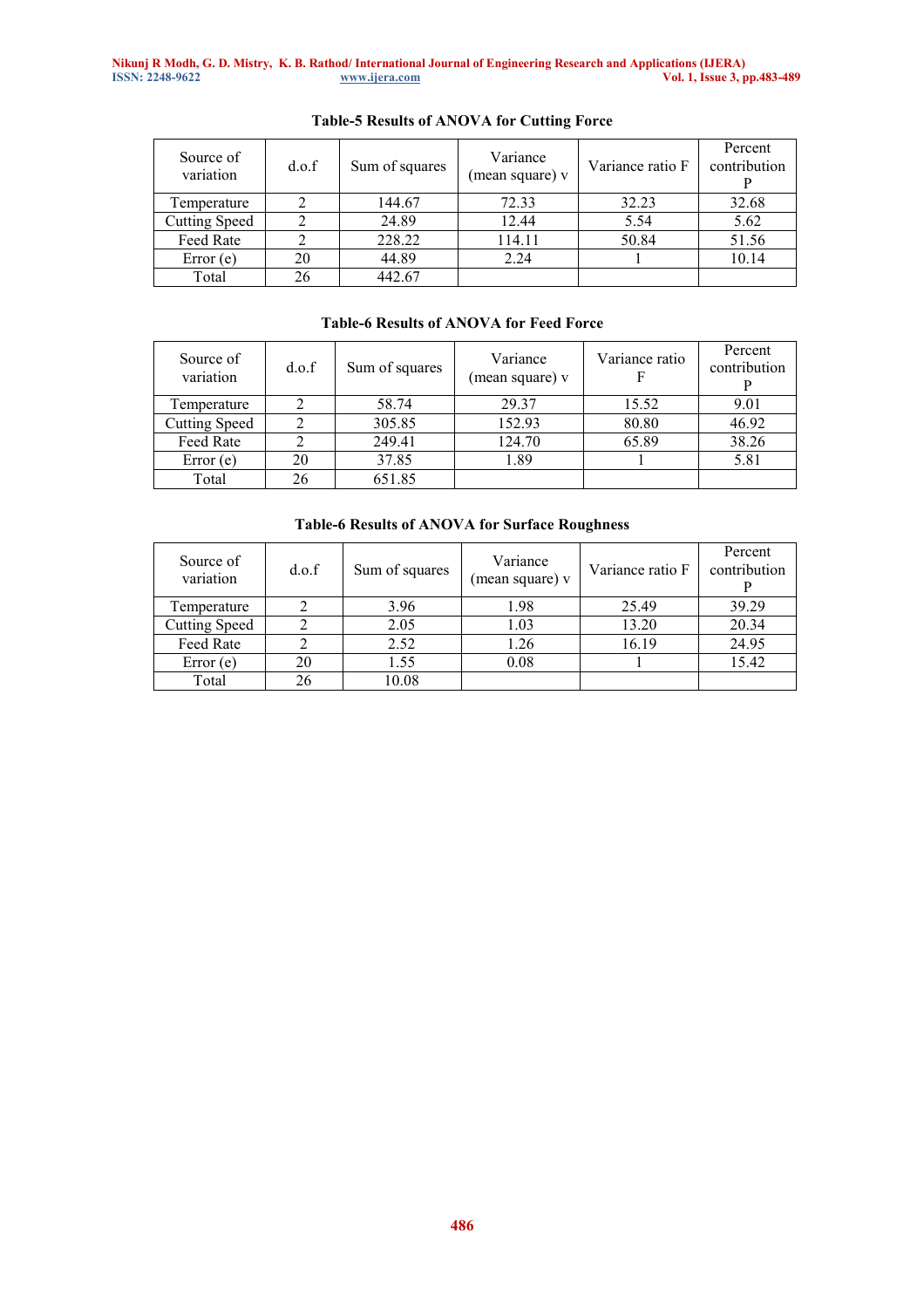**Table-5 Results of ANOVA for Cutting Force**

| Source of variation | d.o.f | Sum of squares | Variance (mean square) v | Variance ratio F | Percent contribution P |
|---|---|---|---|---|---|
| Temperature | 2 | 144.67 | 72.33 | 32.23 | 32.68 |
| Cutting Speed | 2 | 24.89 | 12.44 | 5.54 | 5.62 |
| Feed Rate | 2 | 228.22 | 114.11 | 50.84 | 51.56 |
| Error (e) | 20 | 44.89 | 2.24 | 1 | 10.14 |
| Total | 26 | 442.67 | | | |

**Table-6 Results of ANOVA for Feed Force**

| Source of variation | d.o.f | Sum of squares | Variance (mean square) v | Variance ratio F | Percent contribution P |
|---|---|---|---|---|---|
| Temperature | 2 | 58.74 | 29.37 | 15.52 | 9.01 |
| Cutting Speed | 2 | 305.85 | 152.93 | 80.80 | 46.92 |
| Feed Rate | 2 | 249.41 | 124.70 | 65.89 | 38.26 |
| Error (e) | 20 | 37.85 | 1.89 | 1 | 5.81 |
| Total | 26 | 651.85 | | | |

**Table-6 Results of ANOVA for Surface Roughness**

| Source of variation | d.o.f | Sum of squares | Variance (mean square) v | Variance ratio F | Percent contribution P |
|---|---|---|---|---|---|
| Temperature | 2 | 3.96 | 1.98 | 25.49 | 39.29 |
| Cutting Speed | 2 | 2.05 | 1.03 | 13.20 | 20.34 |
| Feed Rate | 2 | 2.52 | 1.26 | 16.19 | 24.95 |
| Error (e) | 20 | 1.55 | 0.08 | 1 | 15.42 |
| Total | 26 | 10.08 | | | |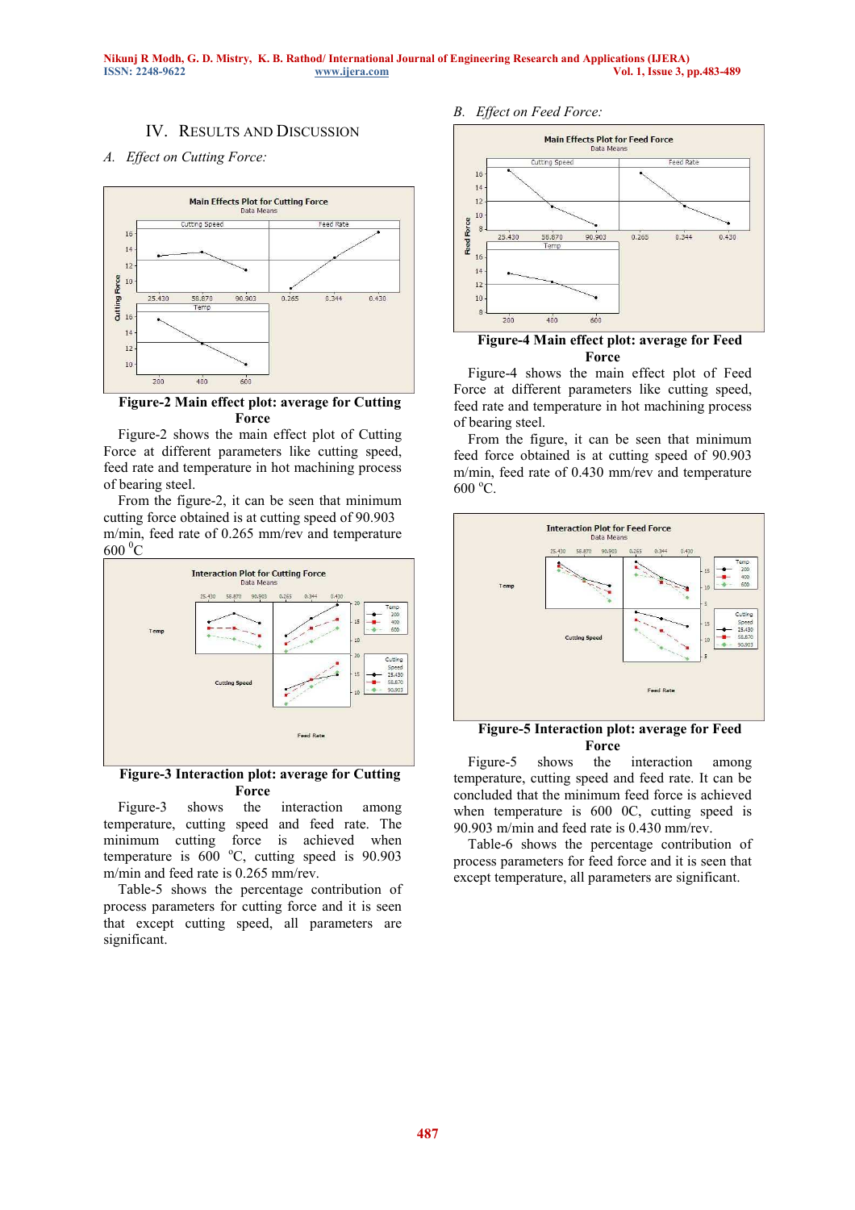## IV. Results and Discussion

### A. Effect on Cutting Force:

**Figure-2 Main effect plot: average for Cutting Force**

Figure-2 shows the main effect plot of Cutting Force at different parameters like cutting speed, feed rate and temperature in hot machining process of bearing steel.

From the figure-2, it can be seen that minimum cutting force obtained is at cutting speed of 90.903 m/min, feed rate of 0.265 mm/rev and temperature 600 $^0$C

**Figure-3 Interaction plot: average for Cutting Force**

Figure-3 shows the interaction among temperature, cutting speed and feed rate. The minimum cutting force is achieved when temperature is 600 $^o$C, cutting speed is 90.903 m/min and feed rate is 0.265 mm/rev.

Table-5 shows the percentage contribution of process parameters for cutting force and it is seen that except cutting speed, all parameters are significant.

### B. Effect on Feed Force:

**Figure-4 Main effect plot: average for Feed Force**

Figure-4 shows the main effect plot of Feed Force at different parameters like cutting speed, feed rate and temperature in hot machining process of bearing steel.

From the figure, it can be seen that minimum feed force obtained is at cutting speed of 90.903 m/min, feed rate of 0.430 mm/rev and temperature 600 $^o$C.

**Figure-5 Interaction plot: average for Feed Force**

Figure-5 shows the interaction among temperature, cutting speed and feed rate. It can be concluded that the minimum feed force is achieved when temperature is 600 0C, cutting speed is 90.903 m/min and feed rate is 0.430 mm/rev.

Table-6 shows the percentage contribution of process parameters for feed force and it is seen that except temperature, all parameters are significant.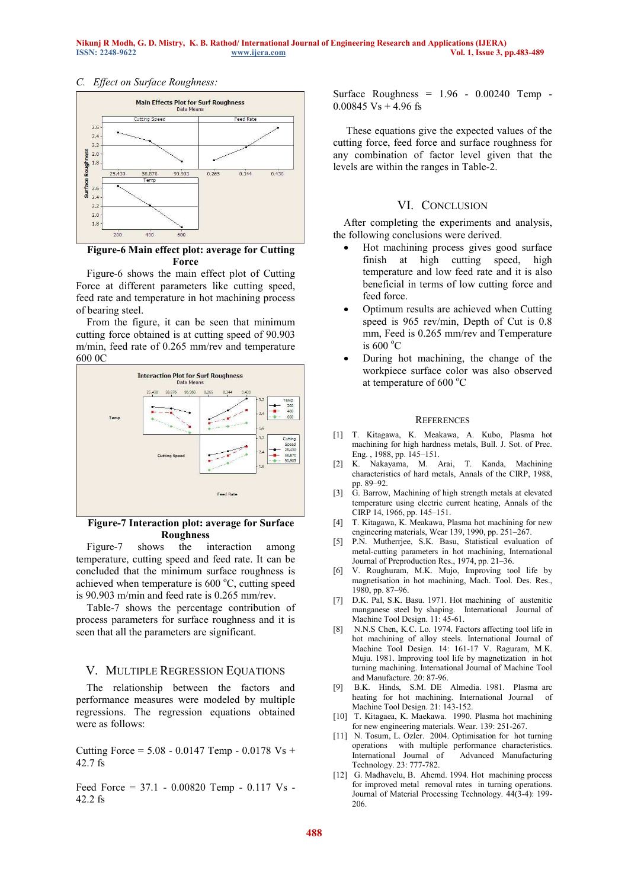### C. *Effect on Surface Roughness:*

**Figure-6 Main effect plot: average for Cutting Force**

Figure-6 shows the main effect plot of Cutting Force at different parameters like cutting speed, feed rate and temperature in hot machining process of bearing steel.

From the figure, it can be seen that minimum cutting force obtained is at cutting speed of 90.903 m/min, feed rate of 0.265 mm/rev and temperature 600 0C

**Figure-7 Interaction plot: average for Surface Roughness**

Figure-7 shows the interaction among temperature, cutting speed and feed rate. It can be concluded that the minimum surface roughness is achieved when temperature is 600 $^{o}$C, cutting speed is 90.903 m/min and feed rate is 0.265 mm/rev.

Table-7 shows the percentage contribution of process parameters for surface roughness and it is seen that all the parameters are significant.

## V. Multiple Regression Equations

The relationship between the factors and performance measures were modeled by multiple regressions. The regression equations obtained were as follows:

Cutting Force = 5.08 - 0.0147 Temp - 0.0178 Vs + 42.7 fs

Feed Force = 37.1 - 0.00820 Temp - 0.117 Vs - 42.2 fs

Surface Roughness = 1.96 - 0.00240 Temp - 0.00845 Vs + 4.96 fs

These equations give the expected values of the cutting force, feed force and surface roughness for any combination of factor level given that the levels are within the ranges in Table-2.

## VI. Conclusion

After completing the experiments and analysis, the following conclusions were derived.

- Hot machining process gives good surface finish at high cutting speed, high temperature and low feed rate and it is also beneficial in terms of low cutting force and feed force.
- Optimum results are achieved when Cutting speed is 965 rev/min, Depth of Cut is 0.8 mm, Feed is 0.265 mm/rev and Temperature is 600 $^{o}$C
- During hot machining, the change of the workpiece surface color was also observed at temperature of 600 $^{o}$C

## References

[1] T. Kitagawa, K. Meakawa, A. Kubo, Plasma hot machining for high hardness metals, Bull. J. Sot. of Prec. Eng. , 1988, pp. 145–151.

[2] K. Nakayama, M. Arai, T. Kanda, Machining characteristics of hard metals, Annals of the CIRP, 1988, pp. 89–92.

[3] G. Barrow, Machining of high strength metals at elevated temperature using electric current heating, Annals of the CIRP 14, 1966, pp. 145–151.

[4] T. Kitagawa, K. Meakawa, Plasma hot machining for new engineering materials, Wear 139, 1990, pp. 251–267.

[5] P.N. Mutherrjee, S.K. Basu, Statistical evaluation of metal-cutting parameters in hot machining, International Journal of Preproduction Res., 1974, pp. 21–36.

[6] V. Roughuram, M.K. Mujo, Improving tool life by magnetisation in hot machining, Mach. Tool. Des. Res., 1980, pp. 87–96.

[7] D.K. Pal, S.K. Basu. 1971. Hot machining of austenitic manganese steel by shaping. International Journal of Machine Tool Design. 11: 45-61.

[8] N.N.S Chen, K.C. Lo. 1974. Factors affecting tool life in hot machining of alloy steels. International Journal of Machine Tool Design. 14: 161-17 V. Raguram, M.K. Muju. 1981. Improving tool life by magnetization in hot turning machining. International Journal of Machine Tool and Manufacture. 20: 87-96.

[9] B.K. Hinds, S.M. DE Almedia. 1981. Plasma arc heating for hot machining. International Journal of Machine Tool Design. 21: 143-152.

[10] T. Kitagaea, K. Maekawa. 1990. Plasma hot machining for new engineering materials. Wear. 139: 251-267.

[11] N. Tosum, L. Ozler. 2004. Optimisation for hot turning operations with multiple performance characteristics. International Journal of Advanced Manufacturing Technology. 23: 777-782.

[12] G. Madhavelu, B. Ahemd. 1994. Hot machining process for improved metal removal rates in turning operations. Journal of Material Processing Technology. 44(3-4): 199-206.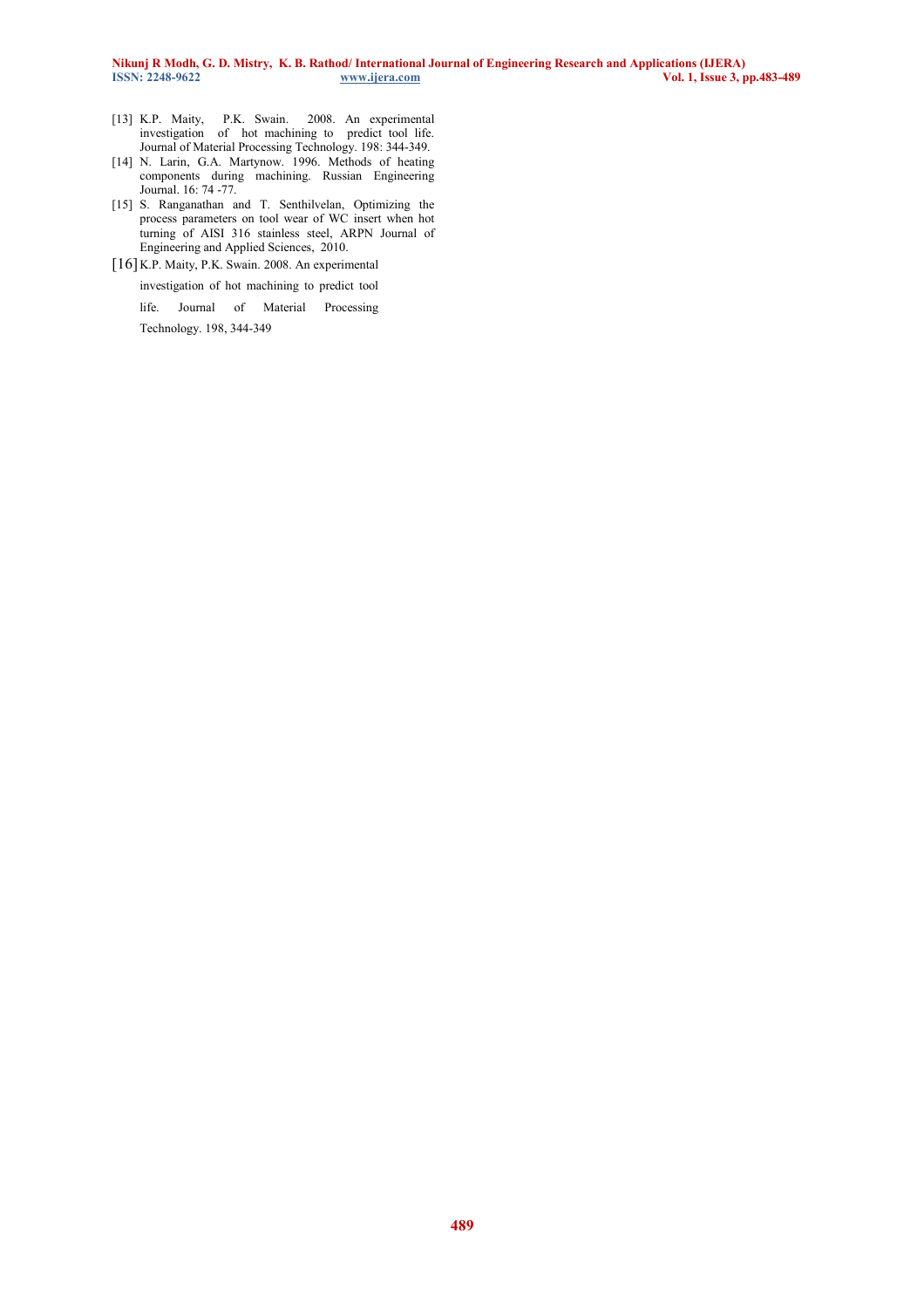[13] K.P. Maity, P.K. Swain. 2008. An experimental investigation of hot machining to predict tool life. Journal of Material Processing Technology. 198: 344-349.

[14] N. Larin, G.A. Martynow. 1996. Methods of heating components during machining. Russian Engineering Journal. 16: 74 -77.

[15] S. Ranganathan and T. Senthilvelan, Optimizing the process parameters on tool wear of WC insert when hot turning of AISI 316 stainless steel, ARPN Journal of Engineering and Applied Sciences, 2010.

[16] K.P. Maity, P.K. Swain. 2008. An experimental investigation of hot machining to predict tool life. Journal of Material Processing Technology. 198, 344-349